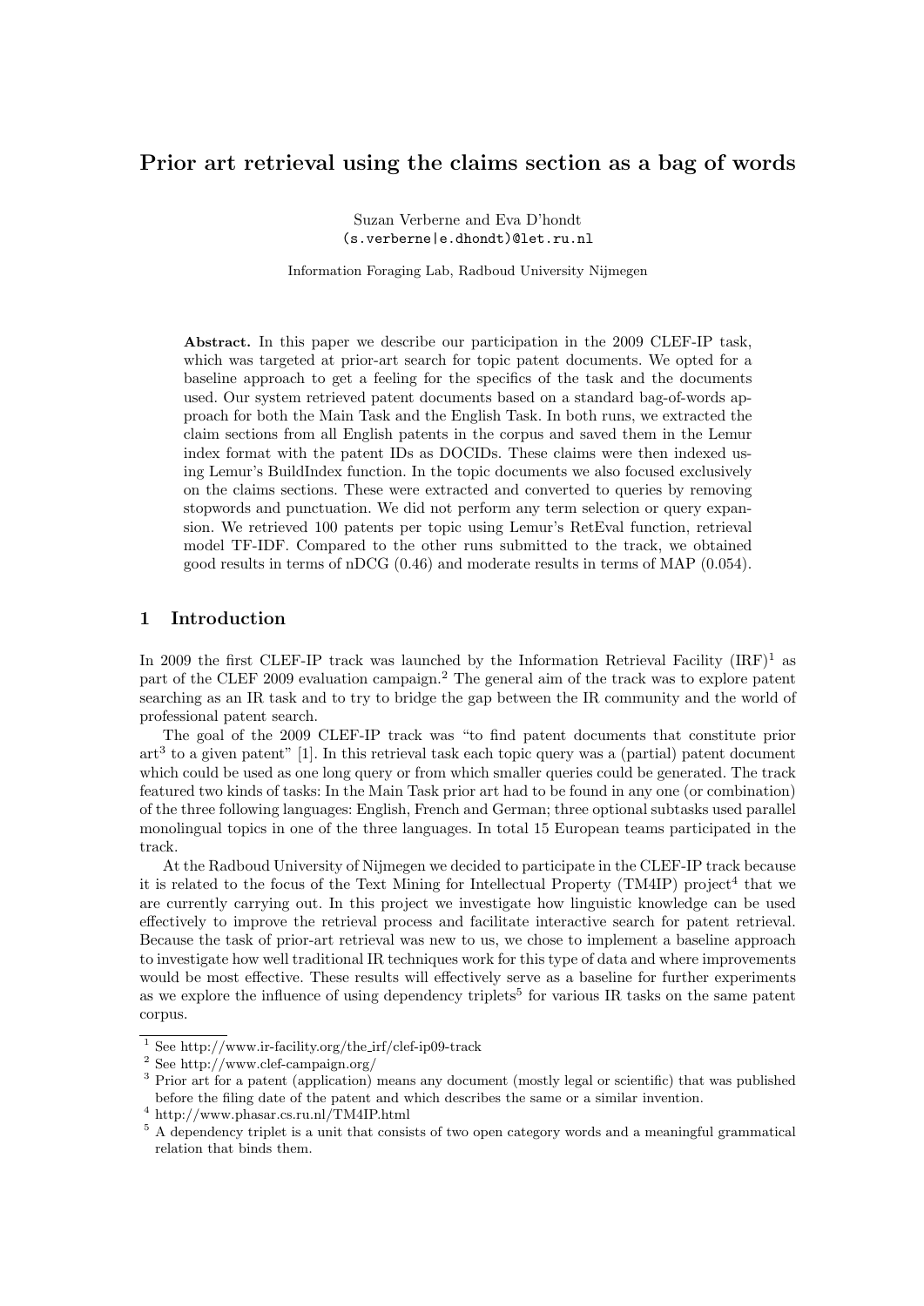# Prior art retrieval using the claims section as a bag of words

Suzan Verberne and Eva D'hondt
(s.verberne|e.dhondt)@let.ru.nl

Information Foraging Lab, Radboud University Nijmegen

**Abstract.** In this paper we describe our participation in the 2009 CLEF-IP task, which was targeted at prior-art search for topic patent documents. We opted for a baseline approach to get a feeling for the specifics of the task and the documents used. Our system retrieved patent documents based on a standard bag-of-words approach for both the Main Task and the English Task. In both runs, we extracted the claim sections from all English patents in the corpus and saved them in the Lemur index format with the patent IDs as DOCIDs. These claims were then indexed using Lemur's BuildIndex function. In the topic documents we also focused exclusively on the claims sections. These were extracted and converted to queries by removing stopwords and punctuation. We did not perform any term selection or query expansion. We retrieved 100 patents per topic using Lemur's RetEval function, retrieval model TF-IDF. Compared to the other runs submitted to the track, we obtained good results in terms of nDCG (0.46) and moderate results in terms of MAP (0.054).

## 1 Introduction

In 2009 the first CLEF-IP track was launched by the Information Retrieval Facility (IRF)[1] as part of the CLEF 2009 evaluation campaign.[2] The general aim of the track was to explore patent searching as an IR task and to try to bridge the gap between the IR community and the world of professional patent search.

The goal of the 2009 CLEF-IP track was "to find patent documents that constitute prior art[3] to a given patent" [1]. In this retrieval task each topic query was a (partial) patent document which could be used as one long query or from which smaller queries could be generated. The track featured two kinds of tasks: In the Main Task prior art had to be found in any one (or combination) of the three following languages: English, French and German; three optional subtasks used parallel monolingual topics in one of the three languages. In total 15 European teams participated in the track.

At the Radboud University of Nijmegen we decided to participate in the CLEF-IP track because it is related to the focus of the Text Mining for Intellectual Property (TM4IP) project[4] that we are currently carrying out. In this project we investigate how linguistic knowledge can be used effectively to improve the retrieval process and facilitate interactive search for patent retrieval. Because the task of prior-art retrieval was new to us, we chose to implement a baseline approach to investigate how well traditional IR techniques work for this type of data and where improvements would be most effective. These results will effectively serve as a baseline for further experiments as we explore the influence of using dependency triplets[5] for various IR tasks on the same patent corpus.

---

[1] See http://www.ir-facility.org/the_irf/clef-ip09-track

[2] See http://www.clef-campaign.org/

[3] Prior art for a patent (application) means any document (mostly legal or scientific) that was published before the filing date of the patent and which describes the same or a similar invention.

[4] http://www.phasar.cs.ru.nl/TM4IP.html

[5] A dependency triplet is a unit that consists of two open category words and a meaningful grammatical relation that binds them.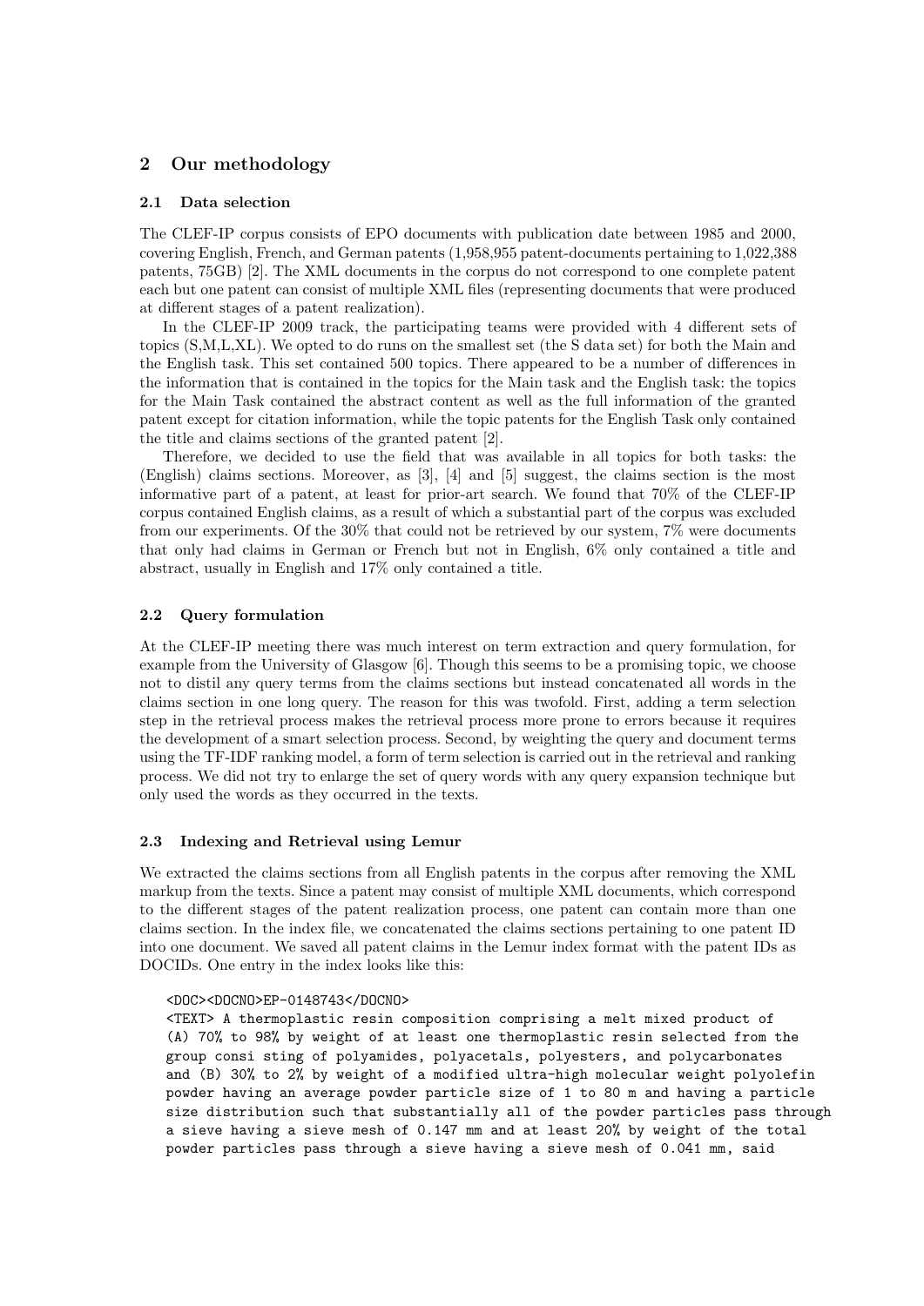## 2 Our methodology

### 2.1 Data selection

The CLEF-IP corpus consists of EPO documents with publication date between 1985 and 2000, covering English, French, and German patents (1,958,955 patent-documents pertaining to 1,022,388 patents, 75GB) [2]. The XML documents in the corpus do not correspond to one complete patent each but one patent can consist of multiple XML files (representing documents that were produced at different stages of a patent realization).

In the CLEF-IP 2009 track, the participating teams were provided with 4 different sets of topics (S,M,L,XL). We opted to do runs on the smallest set (the S data set) for both the Main and the English task. This set contained 500 topics. There appeared to be a number of differences in the information that is contained in the topics for the Main task and the English task: the topics for the Main Task contained the abstract content as well as the full information of the granted patent except for citation information, while the topic patents for the English Task only contained the title and claims sections of the granted patent [2].

Therefore, we decided to use the field that was available in all topics for both tasks: the (English) claims sections. Moreover, as [3], [4] and [5] suggest, the claims section is the most informative part of a patent, at least for prior-art search. We found that 70% of the CLEF-IP corpus contained English claims, as a result of which a substantial part of the corpus was excluded from our experiments. Of the 30% that could not be retrieved by our system, 7% were documents that only had claims in German or French but not in English, 6% only contained a title and abstract, usually in English and 17% only contained a title.

### 2.2 Query formulation

At the CLEF-IP meeting there was much interest on term extraction and query formulation, for example from the University of Glasgow [6]. Though this seems to be a promising topic, we choose not to distil any query terms from the claims sections but instead concatenated all words in the claims section in one long query. The reason for this was twofold. First, adding a term selection step in the retrieval process makes the retrieval process more prone to errors because it requires the development of a smart selection process. Second, by weighting the query and document terms using the TF-IDF ranking model, a form of term selection is carried out in the retrieval and ranking process. We did not try to enlarge the set of query words with any query expansion technique but only used the words as they occurred in the texts.

### 2.3 Indexing and Retrieval using Lemur

We extracted the claims sections from all English patents in the corpus after removing the XML markup from the texts. Since a patent may consist of multiple XML documents, which correspond to the different stages of the patent realization process, one patent can contain more than one claims section. In the index file, we concatenated the claims sections pertaining to one patent ID into one document. We saved all patent claims in the Lemur index format with the patent IDs as DOCIDs. One entry in the index looks like this:

```
<DOC><DOCNO>EP-0148743</DOCNO>
<TEXT> A thermoplastic resin composition comprising a melt mixed product of
(A) 70% to 98% by weight of at least one thermoplastic resin selected from the
group consi sting of polyamides, polyacetals, polyesters, and polycarbonates
and (B) 30% to 2% by weight of a modified ultra-high molecular weight polyolefin
powder having an average powder particle size of 1 to 80 m and having a particle
size distribution such that substantially all of the powder particles pass through
a sieve having a sieve mesh of 0.147 mm and at least 20% by weight of the total
powder particles pass through a sieve having a sieve mesh of 0.041 mm, said
```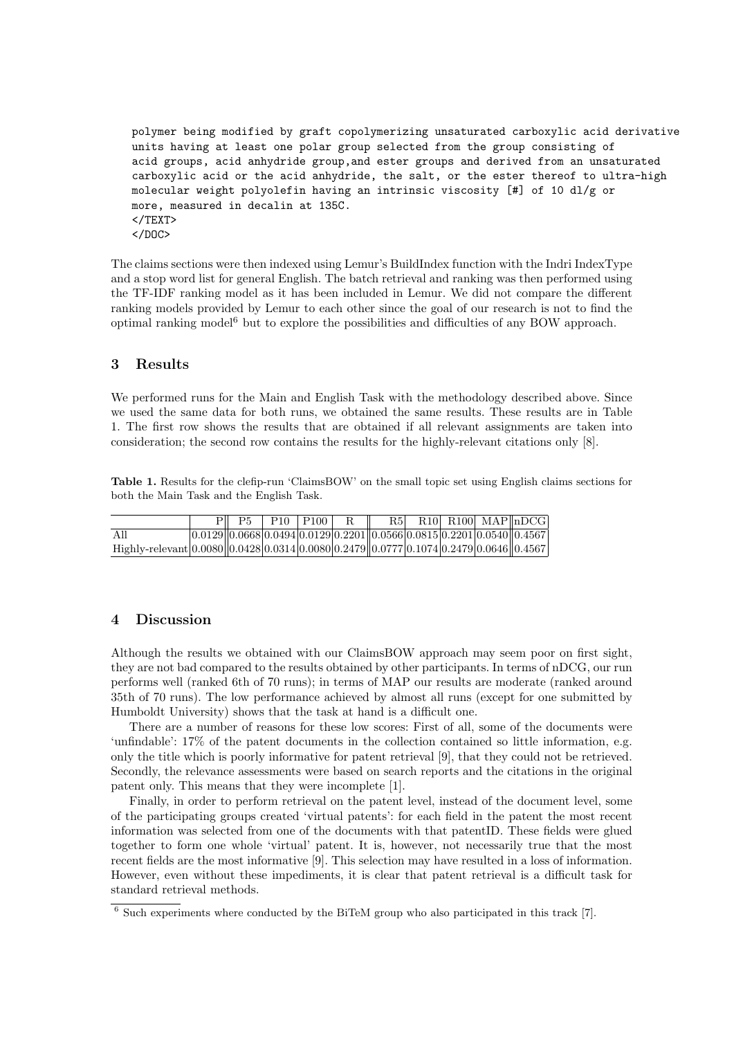```
polymer being modified by graft copolymerizing unsaturated carboxylic acid derivative
units having at least one polar group selected from the group consisting of
acid groups, acid anhydride group,and ester groups and derived from an unsaturated
carboxylic acid or the acid anhydride, the salt, or the ester thereof to ultra-high
molecular weight polyolefin having an intrinsic viscosity [#] of 10 dl/g or
more, measured in decalin at 135C.
</TEXT>
</DOC>
```

The claims sections were then indexed using Lemur's BuildIndex function with the Indri IndexType and a stop word list for general English. The batch retrieval and ranking was then performed using the TF-IDF ranking model as it has been included in Lemur. We did not compare the different ranking models provided by Lemur to each other since the goal of our research is not to find the optimal ranking model[6] but to explore the possibilities and difficulties of any BOW approach.

## 3 Results

We performed runs for the Main and English Task with the methodology described above. Since we used the same data for both runs, we obtained the same results. These results are in Table 1. The first row shows the results that are obtained if all relevant assignments are taken into consideration; the second row contains the results for the highly-relevant citations only [8].

**Table 1.** Results for the clefip-run 'ClaimsBOW' on the small topic set using English claims sections for both the Main Task and the English Task.

| | P | P5 | P10 | P100 | R | R5 | R10 | R100 | MAP | nDCG |
|---|---|---|---|---|---|---|---|---|---|---|
| All | 0.0129 | 0.0668 | 0.0494 | 0.0129 | 0.2201 | 0.0566 | 0.0815 | 0.2201 | 0.0540 | 0.4567 |
| Highly-relevant | 0.0080 | 0.0428 | 0.0314 | 0.0080 | 0.2479 | 0.0777 | 0.1074 | 0.2479 | 0.0646 | 0.4567 |

## 4 Discussion

Although the results we obtained with our ClaimsBOW approach may seem poor on first sight, they are not bad compared to the results obtained by other participants. In terms of nDCG, our run performs well (ranked 6th of 70 runs); in terms of MAP our results are moderate (ranked around 35th of 70 runs). The low performance achieved by almost all runs (except for one submitted by Humboldt University) shows that the task at hand is a difficult one.

There are a number of reasons for these low scores: First of all, some of the documents were 'unfindable': 17% of the patent documents in the collection contained so little information, e.g. only the title which is poorly informative for patent retrieval [9], that they could not be retrieved. Secondly, the relevance assessments were based on search reports and the citations in the original patent only. This means that they were incomplete [1].

Finally, in order to perform retrieval on the patent level, instead of the document level, some of the participating groups created 'virtual patents': for each field in the patent the most recent information was selected from one of the documents with that patentID. These fields were glued together to form one whole 'virtual' patent. It is, however, not necessarily true that the most recent fields are the most informative [9]. This selection may have resulted in a loss of information. However, even without these impediments, it is clear that patent retrieval is a difficult task for standard retrieval methods.

[6] Such experiments where conducted by the BiTeM group who also participated in this track [7].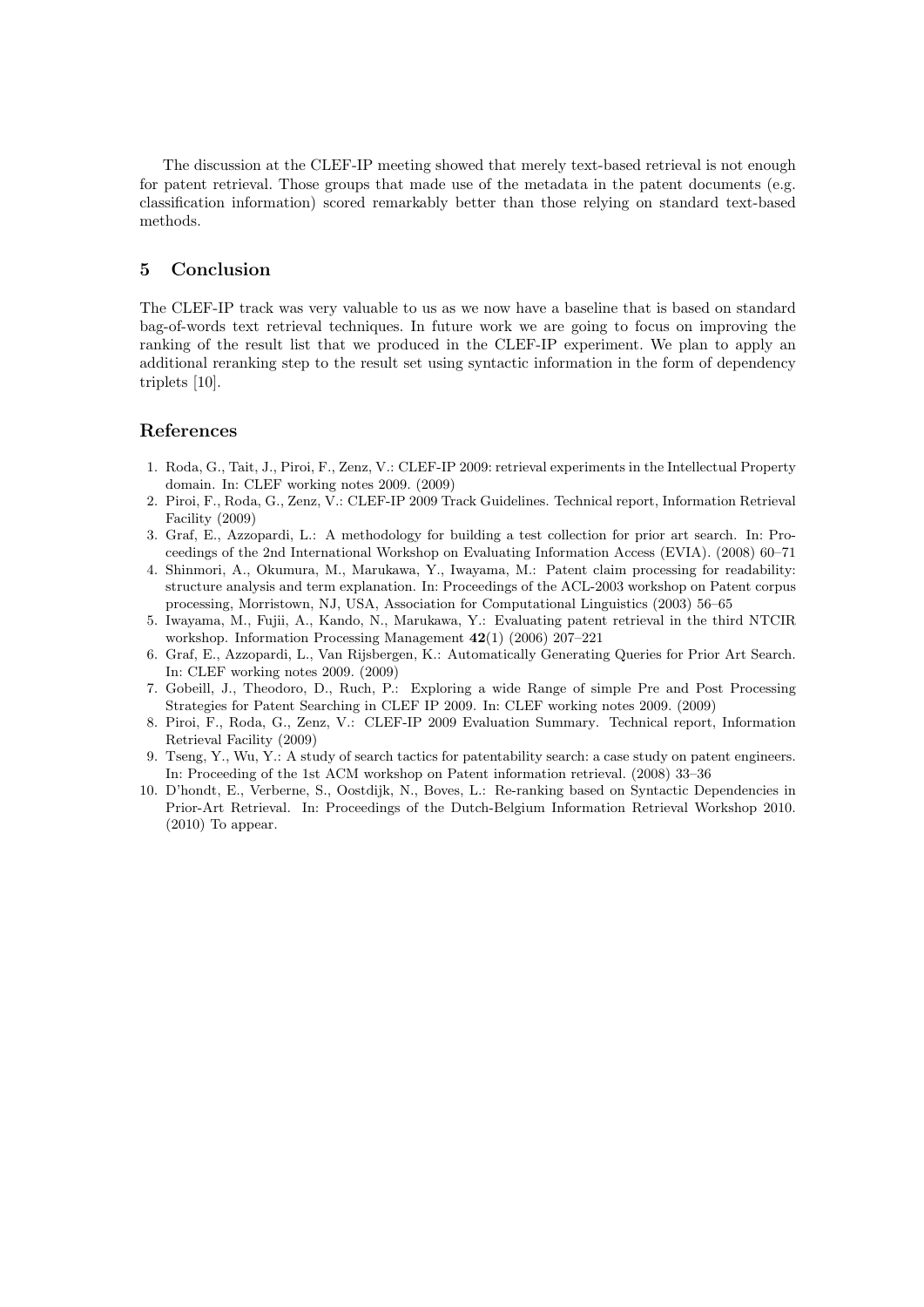The discussion at the CLEF-IP meeting showed that merely text-based retrieval is not enough for patent retrieval. Those groups that made use of the metadata in the patent documents (e.g. classification information) scored remarkably better than those relying on standard text-based methods.

## 5 Conclusion

The CLEF-IP track was very valuable to us as we now have a baseline that is based on standard bag-of-words text retrieval techniques. In future work we are going to focus on improving the ranking of the result list that we produced in the CLEF-IP experiment. We plan to apply an additional reranking step to the result set using syntactic information in the form of dependency triplets [10].

## References

1. Roda, G., Tait, J., Piroi, F., Zenz, V.: CLEF-IP 2009: retrieval experiments in the Intellectual Property domain. In: CLEF working notes 2009. (2009)
2. Piroi, F., Roda, G., Zenz, V.: CLEF-IP 2009 Track Guidelines. Technical report, Information Retrieval Facility (2009)
3. Graf, E., Azzopardi, L.: A methodology for building a test collection for prior art search. In: Proceedings of the 2nd International Workshop on Evaluating Information Access (EVIA). (2008) 60–71
4. Shinmori, A., Okumura, M., Marukawa, Y., Iwayama, M.: Patent claim processing for readability: structure analysis and term explanation. In: Proceedings of the ACL-2003 workshop on Patent corpus processing, Morristown, NJ, USA, Association for Computational Linguistics (2003) 56–65
5. Iwayama, M., Fujii, A., Kando, N., Marukawa, Y.: Evaluating patent retrieval in the third NTCIR workshop. Information Processing Management **42**(1) (2006) 207–221
6. Graf, E., Azzopardi, L., Van Rijsbergen, K.: Automatically Generating Queries for Prior Art Search. In: CLEF working notes 2009. (2009)
7. Gobeill, J., Theodoro, D., Ruch, P.: Exploring a wide Range of simple Pre and Post Processing Strategies for Patent Searching in CLEF IP 2009. In: CLEF working notes 2009. (2009)
8. Piroi, F., Roda, G., Zenz, V.: CLEF-IP 2009 Evaluation Summary. Technical report, Information Retrieval Facility (2009)
9. Tseng, Y., Wu, Y.: A study of search tactics for patentability search: a case study on patent engineers. In: Proceeding of the 1st ACM workshop on Patent information retrieval. (2008) 33–36
10. D'hondt, E., Verberne, S., Oostdijk, N., Boves, L.: Re-ranking based on Syntactic Dependencies in Prior-Art Retrieval. In: Proceedings of the Dutch-Belgium Information Retrieval Workshop 2010. (2010) To appear.